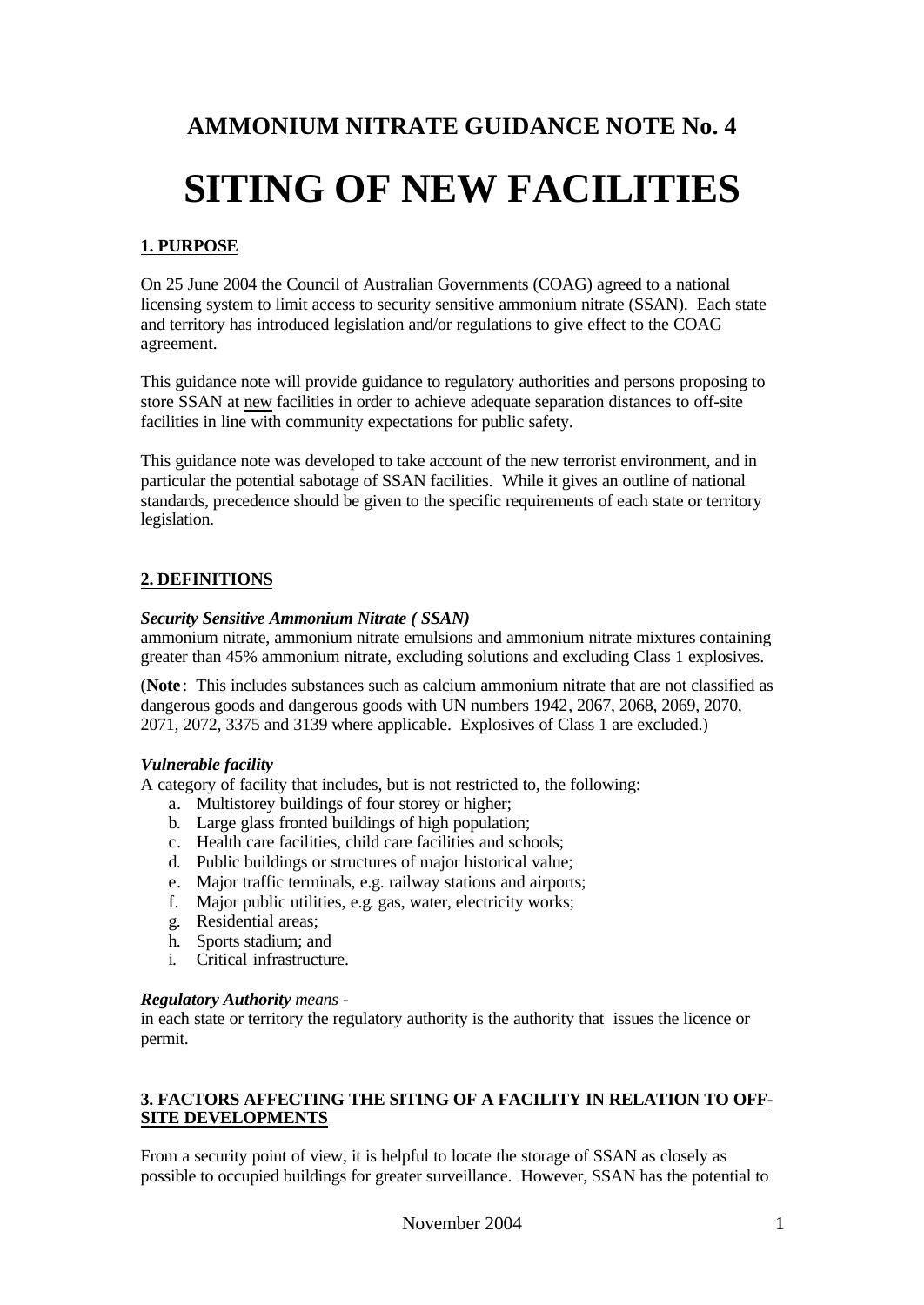# AMMONIUM NITRATE GUIDANCE NOTE No. 4

# SITING OF NEW FACILITIES

## 1. PURPOSE

On 25 June 2004 the Council of Australian Governments (COAG) agreed to a national licensing system to limit access to security sensitive ammonium nitrate (SSAN). Each state and territory has introduced legislation and/or regulations to give effect to the COAG agreement.

This guidance note will provide guidance to regulatory authorities and persons proposing to store SSAN at new facilities in order to achieve adequate separation distances to off-site facilities in line with community expectations for public safety.

This guidance note was developed to take account of the new terrorist environment, and in particular the potential sabotage of SSAN facilities. While it gives an outline of national standards, precedence should be given to the specific requirements of each state or territory legislation.

## 2. DEFINITIONS

***Security Sensitive Ammonium Nitrate ( SSAN)***

ammonium nitrate, ammonium nitrate emulsions and ammonium nitrate mixtures containing greater than 45% ammonium nitrate, excluding solutions and excluding Class 1 explosives.

(**Note**: This includes substances such as calcium ammonium nitrate that are not classified as dangerous goods and dangerous goods with UN numbers 1942, 2067, 2068, 2069, 2070, 2071, 2072, 3375 and 3139 where applicable. Explosives of Class 1 are excluded.)

***Vulnerable facility***

A category of facility that includes, but is not restricted to, the following:

a. Multistorey buildings of four storey or higher;
b. Large glass fronted buildings of high population;
c. Health care facilities, child care facilities and schools;
d. Public buildings or structures of major historical value;
e. Major traffic terminals, e.g. railway stations and airports;
f. Major public utilities, e.g. gas, water, electricity works;
g. Residential areas;
h. Sports stadium; and
i. Critical infrastructure.

***Regulatory Authority*** *means -*

in each state or territory the regulatory authority is the authority that issues the licence or permit.

## 3. FACTORS AFFECTING THE SITING OF A FACILITY IN RELATION TO OFF-SITE DEVELOPMENTS

From a security point of view, it is helpful to locate the storage of SSAN as closely as possible to occupied buildings for greater surveillance. However, SSAN has the potential to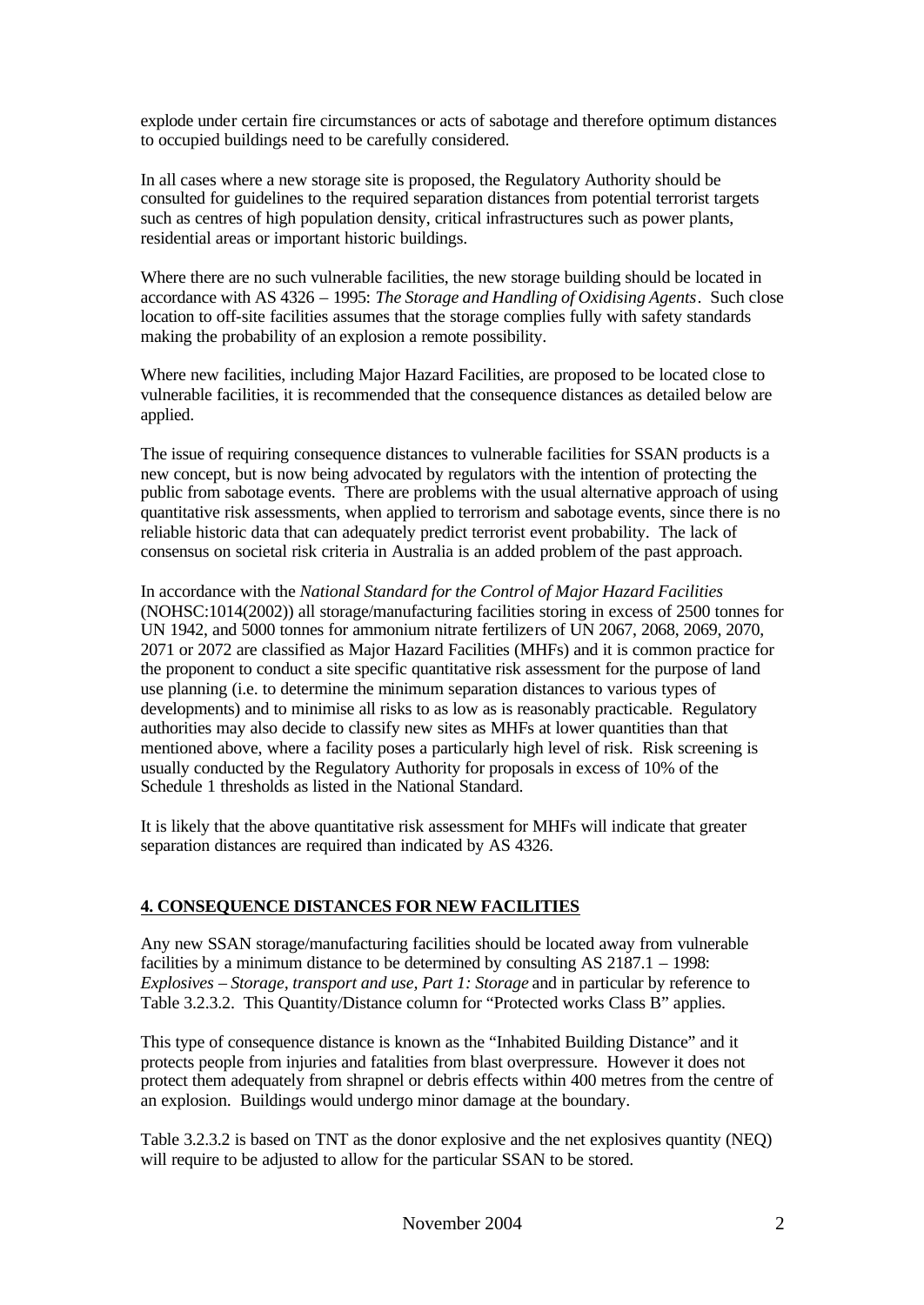explode under certain fire circumstances or acts of sabotage and therefore optimum distances to occupied buildings need to be carefully considered.

In all cases where a new storage site is proposed, the Regulatory Authority should be consulted for guidelines to the required separation distances from potential terrorist targets such as centres of high population density, critical infrastructures such as power plants, residential areas or important historic buildings.

Where there are no such vulnerable facilities, the new storage building should be located in accordance with AS 4326 – 1995: *The Storage and Handling of Oxidising Agents*. Such close location to off-site facilities assumes that the storage complies fully with safety standards making the probability of an explosion a remote possibility.

Where new facilities, including Major Hazard Facilities, are proposed to be located close to vulnerable facilities, it is recommended that the consequence distances as detailed below are applied.

The issue of requiring consequence distances to vulnerable facilities for SSAN products is a new concept, but is now being advocated by regulators with the intention of protecting the public from sabotage events. There are problems with the usual alternative approach of using quantitative risk assessments, when applied to terrorism and sabotage events, since there is no reliable historic data that can adequately predict terrorist event probability. The lack of consensus on societal risk criteria in Australia is an added problem of the past approach.

In accordance with the *National Standard for the Control of Major Hazard Facilities* (NOHSC:1014(2002)) all storage/manufacturing facilities storing in excess of 2500 tonnes for UN 1942, and 5000 tonnes for ammonium nitrate fertilizers of UN 2067, 2068, 2069, 2070, 2071 or 2072 are classified as Major Hazard Facilities (MHFs) and it is common practice for the proponent to conduct a site specific quantitative risk assessment for the purpose of land use planning (i.e. to determine the minimum separation distances to various types of developments) and to minimise all risks to as low as is reasonably practicable. Regulatory authorities may also decide to classify new sites as MHFs at lower quantities than that mentioned above, where a facility poses a particularly high level of risk. Risk screening is usually conducted by the Regulatory Authority for proposals in excess of 10% of the Schedule 1 thresholds as listed in the National Standard.

It is likely that the above quantitative risk assessment for MHFs will indicate that greater separation distances are required than indicated by AS 4326.

## 4. CONSEQUENCE DISTANCES FOR NEW FACILITIES

Any new SSAN storage/manufacturing facilities should be located away from vulnerable facilities by a minimum distance to be determined by consulting AS 2187.1 – 1998: *Explosives – Storage, transport and use, Part 1: Storage* and in particular by reference to Table 3.2.3.2. This Quantity/Distance column for "Protected works Class B" applies.

This type of consequence distance is known as the "Inhabited Building Distance" and it protects people from injuries and fatalities from blast overpressure. However it does not protect them adequately from shrapnel or debris effects within 400 metres from the centre of an explosion. Buildings would undergo minor damage at the boundary.

Table 3.2.3.2 is based on TNT as the donor explosive and the net explosives quantity (NEQ) will require to be adjusted to allow for the particular SSAN to be stored.

November 2004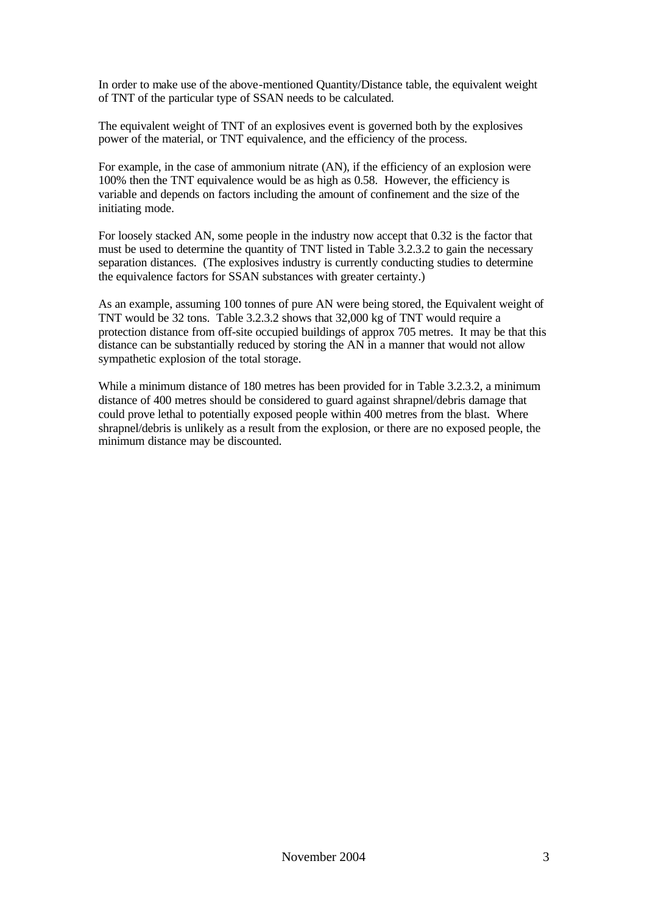In order to make use of the above-mentioned Quantity/Distance table, the equivalent weight of TNT of the particular type of SSAN needs to be calculated.

The equivalent weight of TNT of an explosives event is governed both by the explosives power of the material, or TNT equivalence, and the efficiency of the process.

For example, in the case of ammonium nitrate (AN), if the efficiency of an explosion were 100% then the TNT equivalence would be as high as 0.58. However, the efficiency is variable and depends on factors including the amount of confinement and the size of the initiating mode.

For loosely stacked AN, some people in the industry now accept that 0.32 is the factor that must be used to determine the quantity of TNT listed in Table 3.2.3.2 to gain the necessary separation distances. (The explosives industry is currently conducting studies to determine the equivalence factors for SSAN substances with greater certainty.)

As an example, assuming 100 tonnes of pure AN were being stored, the Equivalent weight of TNT would be 32 tons. Table 3.2.3.2 shows that 32,000 kg of TNT would require a protection distance from off-site occupied buildings of approx 705 metres. It may be that this distance can be substantially reduced by storing the AN in a manner that would not allow sympathetic explosion of the total storage.

While a minimum distance of 180 metres has been provided for in Table 3.2.3.2, a minimum distance of 400 metres should be considered to guard against shrapnel/debris damage that could prove lethal to potentially exposed people within 400 metres from the blast. Where shrapnel/debris is unlikely as a result from the explosion, or there are no exposed people, the minimum distance may be discounted.

November 2004